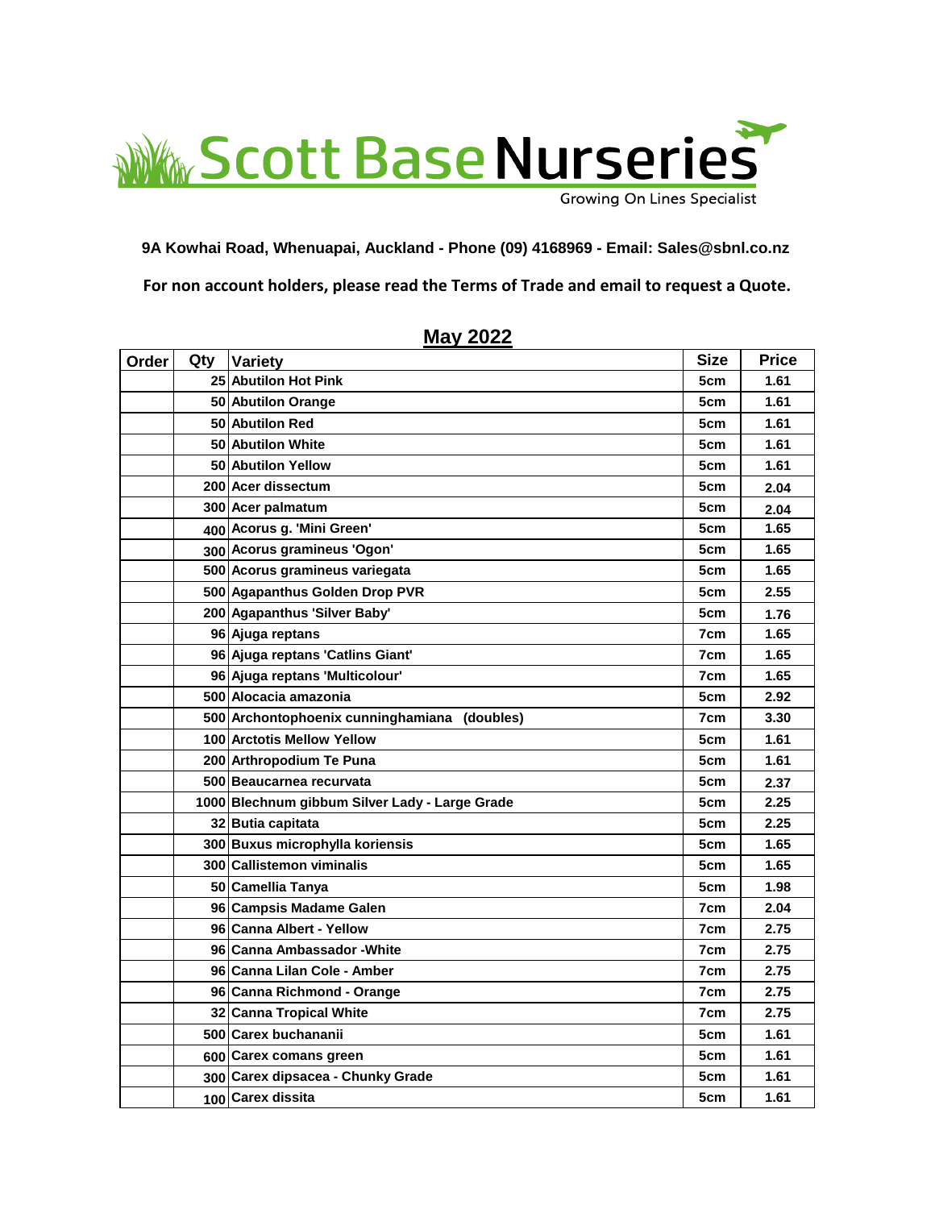# Scott Base Nurseries

Growing On Lines Specialist

**9A Kowhai Road, Whenuapai, Auckland - Phone (09) 4168969 - Email: Sales@sbnl.co.nz**

**For non account holders, please read the Terms of Trade and email to request a Quote.**

## May 2022

| Order | Qty | Variety | Size | Price |
|---|---|---|---|---|
| | 25 | Abutilon Hot Pink | 5cm | 1.61 |
| | 50 | Abutilon Orange | 5cm | 1.61 |
| | 50 | Abutilon Red | 5cm | 1.61 |
| | 50 | Abutilon White | 5cm | 1.61 |
| | 50 | Abutilon Yellow | 5cm | 1.61 |
| | 200 | Acer dissectum | 5cm | 2.04 |
| | 300 | Acer palmatum | 5cm | 2.04 |
| | 400 | Acorus g. 'Mini Green' | 5cm | 1.65 |
| | 300 | Acorus gramineus 'Ogon' | 5cm | 1.65 |
| | 500 | Acorus gramineus variegata | 5cm | 1.65 |
| | 500 | Agapanthus Golden Drop PVR | 5cm | 2.55 |
| | 200 | Agapanthus 'Silver Baby' | 5cm | 1.76 |
| | 96 | Ajuga reptans | 7cm | 1.65 |
| | 96 | Ajuga reptans 'Catlins Giant' | 7cm | 1.65 |
| | 96 | Ajuga reptans 'Multicolour' | 7cm | 1.65 |
| | 500 | Alocacia amazonia | 5cm | 2.92 |
| | 500 | Archontophoenix cunninghamiana (doubles) | 7cm | 3.30 |
| | 100 | Arctotis Mellow Yellow | 5cm | 1.61 |
| | 200 | Arthropodium Te Puna | 5cm | 1.61 |
| | 500 | Beaucarnea recurvata | 5cm | 2.37 |
| | 1000 | Blechnum gibbum Silver Lady - Large Grade | 5cm | 2.25 |
| | 32 | Butia capitata | 5cm | 2.25 |
| | 300 | Buxus microphylla koriensis | 5cm | 1.65 |
| | 300 | Callistemon viminalis | 5cm | 1.65 |
| | 50 | Camellia Tanya | 5cm | 1.98 |
| | 96 | Campsis Madame Galen | 7cm | 2.04 |
| | 96 | Canna Albert - Yellow | 7cm | 2.75 |
| | 96 | Canna Ambassador -White | 7cm | 2.75 |
| | 96 | Canna Lilan Cole - Amber | 7cm | 2.75 |
| | 96 | Canna Richmond - Orange | 7cm | 2.75 |
| | 32 | Canna Tropical White | 7cm | 2.75 |
| | 500 | Carex buchananii | 5cm | 1.61 |
| | 600 | Carex comans green | 5cm | 1.61 |
| | 300 | Carex dipsacea - Chunky Grade | 5cm | 1.61 |
| | 100 | Carex dissita | 5cm | 1.61 |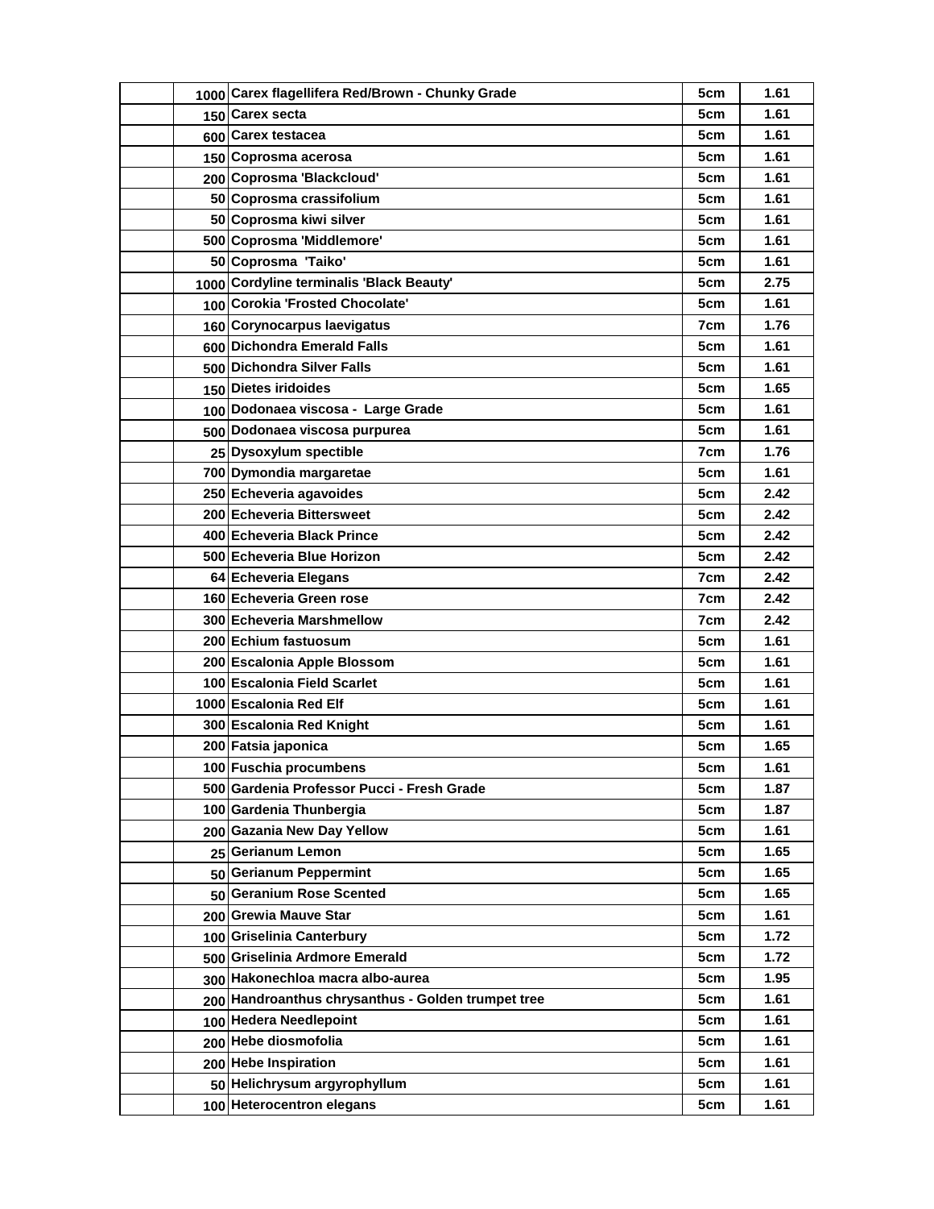| | | | | |
|---|---|---|---|---|
| | 1000 | Carex flagellifera Red/Brown - Chunky Grade | 5cm | 1.61 |
| | 150 | Carex secta | 5cm | 1.61 |
| | 600 | Carex testacea | 5cm | 1.61 |
| | 150 | Coprosma acerosa | 5cm | 1.61 |
| | 200 | Coprosma 'Blackcloud' | 5cm | 1.61 |
| | 50 | Coprosma crassifolium | 5cm | 1.61 |
| | 50 | Coprosma kiwi silver | 5cm | 1.61 |
| | 500 | Coprosma 'Middlemore' | 5cm | 1.61 |
| | 50 | Coprosma 'Taiko' | 5cm | 1.61 |
| | 1000 | Cordyline terminalis 'Black Beauty' | 5cm | 2.75 |
| | 100 | Corokia 'Frosted Chocolate' | 5cm | 1.61 |
| | 160 | Corynocarpus laevigatus | 7cm | 1.76 |
| | 600 | Dichondra Emerald Falls | 5cm | 1.61 |
| | 500 | Dichondra Silver Falls | 5cm | 1.61 |
| | 150 | Dietes iridoides | 5cm | 1.65 |
| | 100 | Dodonaea viscosa - Large Grade | 5cm | 1.61 |
| | 500 | Dodonaea viscosa purpurea | 5cm | 1.61 |
| | 25 | Dysoxylum spectible | 7cm | 1.76 |
| | 700 | Dymondia margaretae | 5cm | 1.61 |
| | 250 | Echeveria agavoides | 5cm | 2.42 |
| | 200 | Echeveria Bittersweet | 5cm | 2.42 |
| | 400 | Echeveria Black Prince | 5cm | 2.42 |
| | 500 | Echeveria Blue Horizon | 5cm | 2.42 |
| | 64 | Echeveria Elegans | 7cm | 2.42 |
| | 160 | Echeveria Green rose | 7cm | 2.42 |
| | 300 | Echeveria Marshmellow | 7cm | 2.42 |
| | 200 | Echium fastuosum | 5cm | 1.61 |
| | 200 | Escalonia Apple Blossom | 5cm | 1.61 |
| | 100 | Escalonia Field Scarlet | 5cm | 1.61 |
| | 1000 | Escalonia Red Elf | 5cm | 1.61 |
| | 300 | Escalonia Red Knight | 5cm | 1.61 |
| | 200 | Fatsia japonica | 5cm | 1.65 |
| | 100 | Fuschia procumbens | 5cm | 1.61 |
| | 500 | Gardenia Professor Pucci - Fresh Grade | 5cm | 1.87 |
| | 100 | Gardenia Thunbergia | 5cm | 1.87 |
| | 200 | Gazania New Day Yellow | 5cm | 1.61 |
| | 25 | Gerianum Lemon | 5cm | 1.65 |
| | 50 | Gerianum Peppermint | 5cm | 1.65 |
| | 50 | Geranium Rose Scented | 5cm | 1.65 |
| | 200 | Grewia Mauve Star | 5cm | 1.61 |
| | 100 | Griselinia Canterbury | 5cm | 1.72 |
| | 500 | Griselinia Ardmore Emerald | 5cm | 1.72 |
| | 300 | Hakonechloa macra albo-aurea | 5cm | 1.95 |
| | 200 | Handroanthus chrysanthus - Golden trumpet tree | 5cm | 1.61 |
| | 100 | Hedera Needlepoint | 5cm | 1.61 |
| | 200 | Hebe diosmofolia | 5cm | 1.61 |
| | 200 | Hebe Inspiration | 5cm | 1.61 |
| | 50 | Helichrysum argyrophyllum | 5cm | 1.61 |
| | 100 | Heterocentron elegans | 5cm | 1.61 |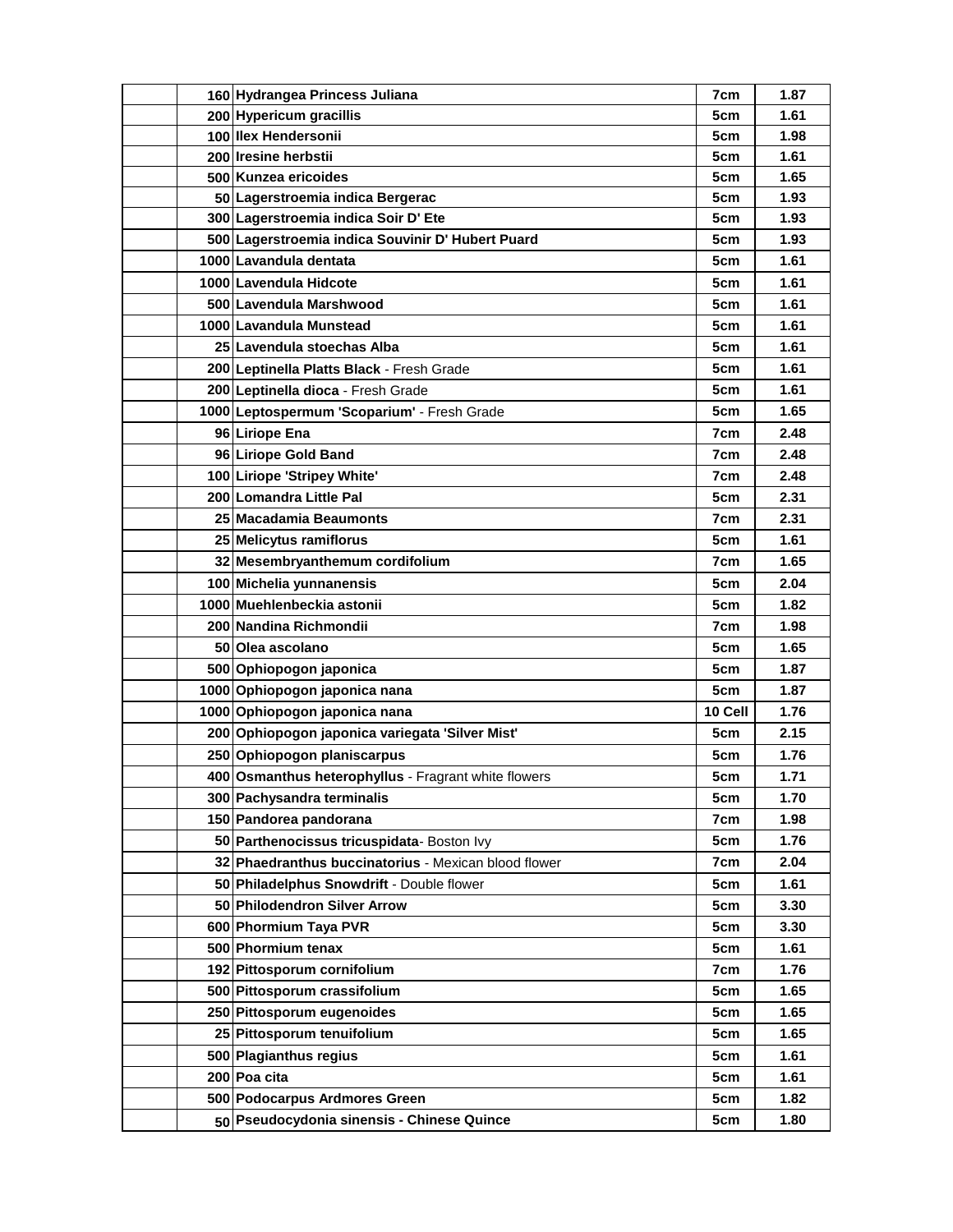|  |  |  |  |  |
|---|---|---|---|---|
|  | 160 | **Hydrangea Princess Juliana** | 7cm | 1.87 |
|  | 200 | **Hypericum gracillis** | 5cm | 1.61 |
|  | 100 | **Ilex Hendersonii** | 5cm | 1.98 |
|  | 200 | **Iresine herbstii** | 5cm | 1.61 |
|  | 500 | **Kunzea ericoides** | 5cm | 1.65 |
|  | 50 | **Lagerstroemia indica Bergerac** | 5cm | 1.93 |
|  | 300 | **Lagerstroemia indica Soir D' Ete** | 5cm | 1.93 |
|  | 500 | **Lagerstroemia indica Souvinir D' Hubert Puard** | 5cm | 1.93 |
|  | 1000 | **Lavandula dentata** | 5cm | 1.61 |
|  | 1000 | **Lavandula Hidcote** | 5cm | 1.61 |
|  | 500 | **Lavandula Marshwood** | 5cm | 1.61 |
|  | 1000 | **Lavandula Munstead** | 5cm | 1.61 |
|  | 25 | **Lavendula stoechas Alba** | 5cm | 1.61 |
|  | 200 | **Leptinella Platts Black** - Fresh Grade | 5cm | 1.61 |
|  | 200 | **Leptinella dioca** - Fresh Grade | 5cm | 1.61 |
|  | 1000 | **Leptospermum 'Scoparium'** - Fresh Grade | 5cm | 1.65 |
|  | 96 | **Liriope Ena** | 7cm | 2.48 |
|  | 96 | **Liriope Gold Band** | 7cm | 2.48 |
|  | 100 | **Liriope 'Stripey White'** | 7cm | 2.48 |
|  | 200 | **Lomandra Little Pal** | 5cm | 2.31 |
|  | 25 | **Macadamia Beaumonts** | 7cm | 2.31 |
|  | 25 | **Melicytus ramiflorus** | 5cm | 1.61 |
|  | 32 | **Mesembryanthemum cordifolium** | 7cm | 1.65 |
|  | 100 | **Michelia yunnanensis** | 5cm | 2.04 |
|  | 1000 | **Muehlenbeckia astonii** | 5cm | 1.82 |
|  | 200 | **Nandina Richmondii** | 7cm | 1.98 |
|  | 50 | **Olea ascolano** | 5cm | 1.65 |
|  | 500 | **Ophiopogon japonica** | 5cm | 1.87 |
|  | 1000 | **Ophiopogon japonica nana** | 5cm | 1.87 |
|  | 1000 | **Ophiopogon japonica nana** | 10 Cell | 1.76 |
|  | 200 | **Ophiopogon japonica variegata 'Silver Mist'** | 5cm | 2.15 |
|  | 250 | **Ophiopogon planiscarpus** | 5cm | 1.76 |
|  | 400 | **Osmanthus heterophyllus** - Fragrant white flowers | 5cm | 1.71 |
|  | 300 | **Pachysandra terminalis** | 5cm | 1.70 |
|  | 150 | **Pandorea pandorana** | 7cm | 1.98 |
|  | 50 | **Parthenocissus tricuspidata**- Boston Ivy | 5cm | 1.76 |
|  | 32 | **Phaedranthus buccinatorius** - Mexican blood flower | 7cm | 2.04 |
|  | 50 | **Philadelphus Snowdrift** - Double flower | 5cm | 1.61 |
|  | 50 | **Philodendron Silver Arrow** | 5cm | 3.30 |
|  | 600 | **Phormium Taya PVR** | 5cm | 3.30 |
|  | 500 | **Phormium tenax** | 5cm | 1.61 |
|  | 192 | **Pittosporum cornifolium** | 7cm | 1.76 |
|  | 500 | **Pittosporum crassifolium** | 5cm | 1.65 |
|  | 250 | **Pittosporum eugenoides** | 5cm | 1.65 |
|  | 25 | **Pittosporum tenuifolium** | 5cm | 1.65 |
|  | 500 | **Plagianthus regius** | 5cm | 1.61 |
|  | 200 | **Poa cita** | 5cm | 1.61 |
|  | 500 | **Podocarpus Ardmores Green** | 5cm | 1.82 |
|  | 50 | **Pseudocydonia sinensis - Chinese Quince** | 5cm | 1.80 |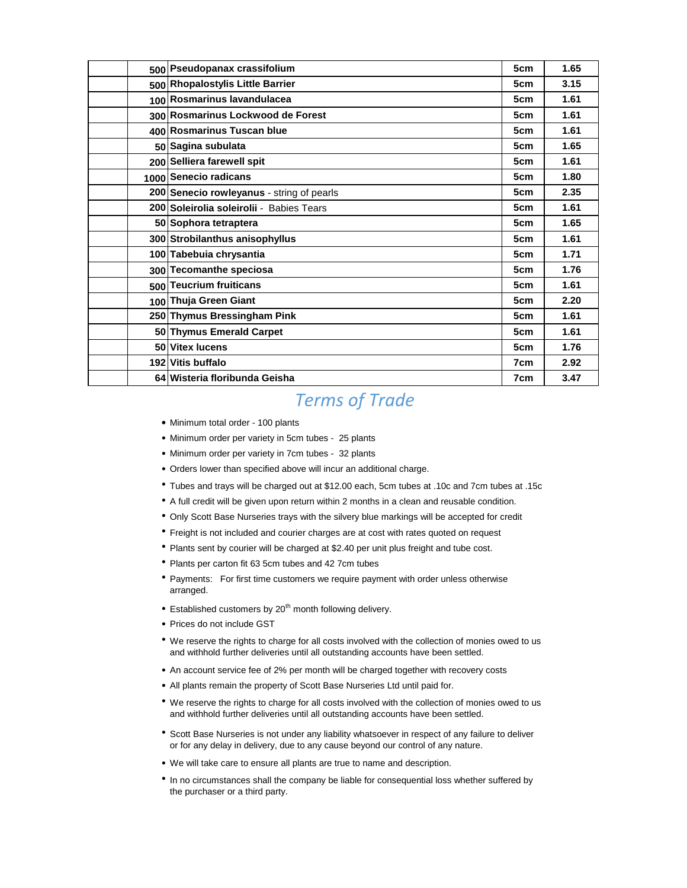| | | | | |
|---|---|---|---|---|
| | 500 | **Pseudopanax crassifolium** | 5cm | 1.65 |
| | 500 | **Rhopalostylis Little Barrier** | 5cm | 3.15 |
| | 100 | **Rosmarinus lavandulacea** | 5cm | 1.61 |
| | 300 | **Rosmarinus Lockwood de Forest** | 5cm | 1.61 |
| | 400 | **Rosmarinus Tuscan blue** | 5cm | 1.61 |
| | 50 | **Sagina subulata** | 5cm | 1.65 |
| | 200 | **Selliera farewell spit** | 5cm | 1.61 |
| | 1000 | **Senecio radicans** | 5cm | 1.80 |
| | 200 | **Senecio rowleyanus** - string of pearls | 5cm | 2.35 |
| | 200 | **Soleirolia soleirolii** - Babies Tears | 5cm | 1.61 |
| | 50 | **Sophora tetraptera** | 5cm | 1.65 |
| | 300 | **Strobilanthus anisophyllus** | 5cm | 1.61 |
| | 100 | **Tabebuia chrysantia** | 5cm | 1.71 |
| | 300 | **Tecomanthe speciosa** | 5cm | 1.76 |
| | 500 | **Teucrium fruiticans** | 5cm | 1.61 |
| | 100 | **Thuja Green Giant** | 5cm | 2.20 |
| | 250 | **Thymus Bressingham Pink** | 5cm | 1.61 |
| | 50 | **Thymus Emerald Carpet** | 5cm | 1.61 |
| | 50 | **Vitex lucens** | 5cm | 1.76 |
| | 192 | **Vitis buffalo** | 7cm | 2.92 |
| | 64 | **Wisteria floribunda Geisha** | 7cm | 3.47 |

## *Terms of Trade*

- Minimum total order - 100 plants
- Minimum order per variety in 5cm tubes - 25 plants
- Minimum order per variety in 7cm tubes - 32 plants
- Orders lower than specified above will incur an additional charge.
- Tubes and trays will be charged out at $12.00 each, 5cm tubes at .10c and 7cm tubes at .15c
- A full credit will be given upon return within 2 months in a clean and reusable condition.
- Only Scott Base Nurseries trays with the silvery blue markings will be accepted for credit
- Freight is not included and courier charges are at cost with rates quoted on request
- Plants sent by courier will be charged at $2.40 per unit plus freight and tube cost.
- Plants per carton fit 63 5cm tubes and 42 7cm tubes
- Payments: For first time customers we require payment with order unless otherwise arranged.
- Established customers by 20th month following delivery.
- Prices do not include GST
- We reserve the rights to charge for all costs involved with the collection of monies owed to us and withhold further deliveries until all outstanding accounts have been settled.
- An account service fee of 2% per month will be charged together with recovery costs
- All plants remain the property of Scott Base Nurseries Ltd until paid for.
- We reserve the rights to charge for all costs involved with the collection of monies owed to us and withhold further deliveries until all outstanding accounts have been settled.
- Scott Base Nurseries is not under any liability whatsoever in respect of any failure to deliver or for any delay in delivery, due to any cause beyond our control of any nature.
- We will take care to ensure all plants are true to name and description.
- In no circumstances shall the company be liable for consequential loss whether suffered by the purchaser or a third party.